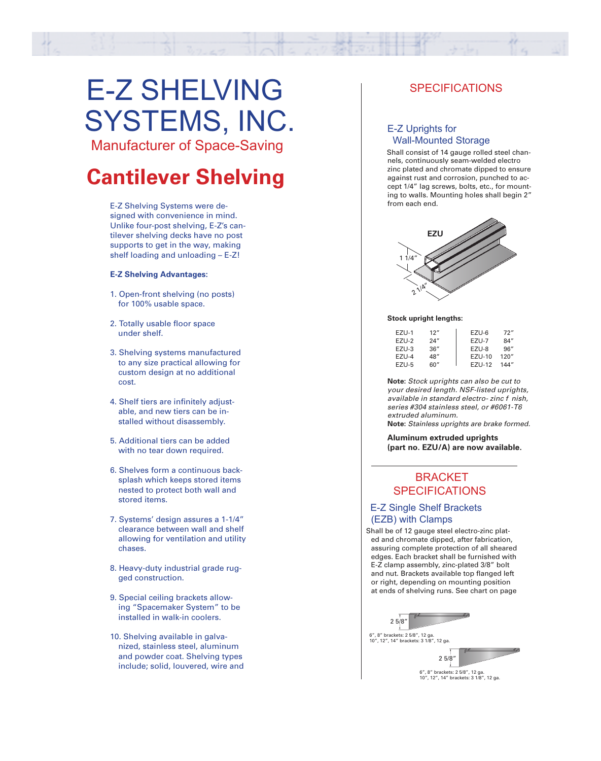# E-Z SHELVING SYSTEMS, INC.

Manufacturer of Space-Saving

# Cantilever Shelving

E-Z Shelving Systems were designed with convenience in mind. Unlike four-post shelving, E-Z's cantilever shelving decks have no post supports to get in the way, making shelf loading and unloading – E-Z!

**E-Z Shelving Advantages:**

1. Open-front shelving (no posts) for 100% usable space.
2. Totally usable floor space under shelf.
3. Shelving systems manufactured to any size practical allowing for custom design at no additional cost.
4. Shelf tiers are infinitely adjustable, and new tiers can be installed without disassembly.
5. Additional tiers can be added with no tear down required.
6. Shelves form a continuous backsplash which keeps stored items nested to protect both wall and stored items.
7. Systems' design assures a 1-1/4" clearance between wall and shelf allowing for ventilation and utility chases.
8. Heavy-duty industrial grade rugged construction.
9. Special ceiling brackets allowing "Spacemaker System" to be installed in walk-in coolers.
10. Shelving available in galvanized, stainless steel, aluminum and powder coat. Shelving types include; solid, louvered, wire and

## SPECIFICATIONS

### E-Z Uprights for Wall-Mounted Storage

Shall consist of 14 gauge rolled steel channels, continuously seam-welded electro zinc plated and chromate dipped to ensure against rust and corrosion, punched to accept 1/4" lag screws, bolts, etc., for mounting to walls. Mounting holes shall begin 2" from each end.

EZU

1 1/4"

2 1/4"

**Stock upright lengths:**

| | | | |
|---|---|---|---|
| EZU-1 | 12" | EZU-6 | 72" |
| EZU-2 | 24" | EZU-7 | 84" |
| EZU-3 | 36" | EZU-8 | 96" |
| EZU-4 | 48" | EZU-10 | 120" |
| EZU-5 | 60" | EZU-12 | 144" |

**Note:** *Stock uprights can also be cut to your desired length. NSF-listed uprights, available in standard electro- zinc f nish, series #304 stainless steel, or #6061-T6 extruded aluminum.*
**Note:** *Stainless uprights are brake formed.*

**Aluminum extruded uprights (part no. EZU/A) are now available.**

## BRACKET SPECIFICATIONS

### E-Z Single Shelf Brackets (EZB) with Clamps

Shall be of 12 gauge steel electro-zinc plated and chromate dipped, after fabrication, assuring complete protection of all sheared edges. Each bracket shall be furnished with E-Z clamp assembly, zinc-plated 3/8" bolt and nut. Brackets available top flanged left or right, depending on mounting position at ends of shelving runs. See chart on page

2 5/8"

6", 8" brackets: 2 5/8", 12 ga.
10", 12", 14" brackets: 3 1/8", 12 ga.

2 5/8"

6", 8" brackets: 2 5/8", 12 ga.
10", 12", 14" brackets: 3 1/8", 12 ga.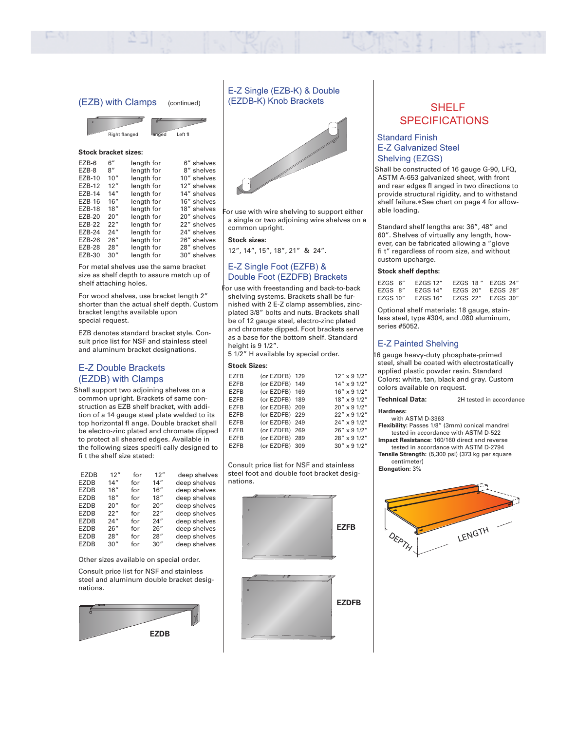## (EZB) with Clamps (continued)

Right flanged

Left flanged

**Stock bracket sizes:**

| | | | |
|---|---|---|---|
| EZB-6 | 6″ | length for | 6″ shelves |
| EZB-8 | 8″ | length for | 8″ shelves |
| EZB-10 | 10″ | length for | 10″ shelves |
| EZB-12 | 12″ | length for | 12″ shelves |
| EZB-14 | 14″ | length for | 14″ shelves |
| EZB-16 | 16″ | length for | 16″ shelves |
| EZB-18 | 18″ | length for | 18″ shelves |
| EZB-20 | 20″ | length for | 20″ shelves |
| EZB-22 | 22″ | length for | 22″ shelves |
| EZB-24 | 24″ | length for | 24″ shelves |
| EZB-26 | 26″ | length for | 26″ shelves |
| EZB-28 | 28″ | length for | 28″ shelves |
| EZB-30 | 30″ | length for | 30″ shelves |

For metal shelves use the same bracket size as shelf depth to assure match up of shelf attaching holes.

For wood shelves, use bracket length 2″ shorter than the actual shelf depth. Custom bracket lengths available upon special request.

EZB denotes standard bracket style. Consult price list for NSF and stainless steel and aluminum bracket designations.

## E-Z Double Brackets (EZDB) with Clamps

Shall support two adjoining shelves on a common upright. Brackets of same construction as EZB shelf bracket, with addition of a 14 gauge steel plate welded to its top horizontal flange. Double bracket shall be electro-zinc plated and chromate dipped to protect all sheared edges. Available in the following sizes specifically designed to fit the shelf size stated:

| | | | | |
|---|---|---|---|---|
| EZDB | 12″ | for | 12″ | deep shelves |
| EZDB | 14″ | for | 14″ | deep shelves |
| EZDB | 16″ | for | 16″ | deep shelves |
| EZDB | 18″ | for | 18″ | deep shelves |
| EZDB | 20″ | for | 20″ | deep shelves |
| EZDB | 22″ | for | 22″ | deep shelves |
| EZDB | 24″ | for | 24″ | deep shelves |
| EZDB | 26″ | for | 26″ | deep shelves |
| EZDB | 28″ | for | 28″ | deep shelves |
| EZDB | 30″ | for | 30″ | deep shelves |

Other sizes available on special order.

Consult price list for NSF and stainless steel and aluminum double bracket designations.

EZDB

## E-Z Single (EZB-K) & Double (EZDB-K) Knob Brackets

For use with wire shelving to support either a single or two adjoining wire shelves on a common upright.

**Stock sizes:**

12″, 14″, 15″, 18″, 21″ & 24″.

## E-Z Single Foot (EZFB) & Double Foot (EZDFB) Brackets

For use with freestanding and back-to-back shelving systems. Brackets shall be furnished with 2 E-Z clamp assemblies, zinc-plated 3/8″ bolts and nuts. Brackets shall be of 12 gauge steel, electro-zinc plated and chromate dipped. Foot brackets serve as a base for the bottom shelf. Standard height is 9 1/2″.
5 1/2″ H available by special order.

**Stock Sizes:**

| | | | |
|---|---|---|---|
| EZFB | (or EZDFB) | 129 | 12″ x 9 1/2″ |
| EZFB | (or EZDFB) | 149 | 14″ x 9 1/2″ |
| EZFB | (or EZDFB) | 169 | 16″ x 9 1/2″ |
| EZFB | (or EZDFB) | 189 | 18″ x 9 1/2″ |
| EZFB | (or EZDFB) | 209 | 20″ x 9 1/2″ |
| EZFB | (or EZDFB) | 229 | 22″ x 9 1/2″ |
| EZFB | (or EZDFB) | 249 | 24″ x 9 1/2″ |
| EZFB | (or EZDFB) | 269 | 26″ x 9 1/2″ |
| EZFB | (or EZDFB) | 289 | 28″ x 9 1/2″ |
| EZFB | (or EZDFB) | 309 | 30″ x 9 1/2″ |

Consult price list for NSF and stainless steel foot and double foot bracket designations.

EZFB

EZDFB

# SHELF SPECIFICATIONS

## Standard Finish E-Z Galvanized Steel Shelving (EZGS)

Shall be constructed of 16 gauge G-90, LFQ, ASTM A-653 galvanized sheet, with front and rear edges flanged in two directions to provide structural rigidity, and to withstand shelf failure.*See chart on page 4 for allowable loading.

Standard shelf lengths are: 36″, 48″ and 60″. Shelves of virtually any length, however, can be fabricated allowing a "glove fit" regardless of room size, and without custom upcharge.

**Stock shelf depths:**

| | | | |
|---|---|---|---|
| EZGS 6″ | EZGS 12″ | EZGS 18″ | EZGS 24″ |
| EZGS 8″ | EZGS 14″ | EZGS 20″ | EZGS 28″ |
| EZGS 10″ | EZGS 16″ | EZGS 22″ | EZGS 30″ |

Optional shelf materials: 18 gauge, stainless steel, type #304, and .080 aluminum, series #5052.

## E-Z Painted Shelving

16 gauge heavy-duty phosphate-primed steel, shall be coated with electrostatically applied plastic powder resin. Standard Colors: white, tan, black and gray. Custom colors available on request.

**Technical Data:**

**Hardness:** 2H tested in accordance with ASTM D-3363

**Flexibility:** Passes 1/8″ (3mm) conical mandrel tested in accordance with ASTM D-522

**Impact Resistance:** 160/160 direct and reverse tested in accordance with ASTM D-2794

**Tensile Strength:** (5,300 psi) (373 kg per square centimeter)

**Elongation:** 3%

DEPTH

LENGTH